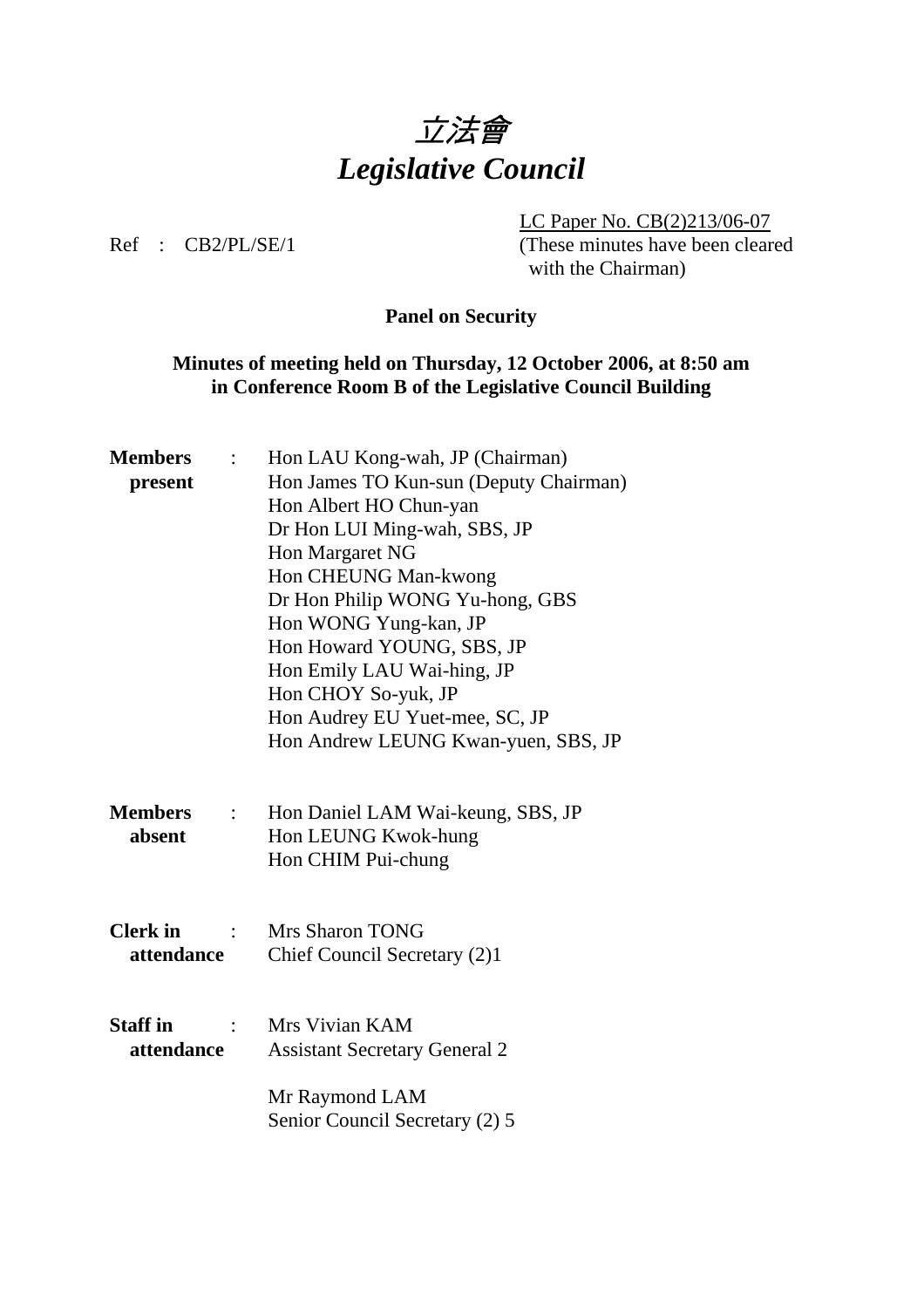# *立法會*
# *Legislative Council*

LC Paper No. CB(2)213/06-07
(These minutes have been cleared with the Chairman)

Ref : CB2/PL/SE/1

**Panel on Security**

**Minutes of meeting held on Thursday, 12 October 2006, at 8:50 am in Conference Room B of the Legislative Council Building**

**Members present** :
Hon LAU Kong-wah, JP (Chairman)
Hon James TO Kun-sun (Deputy Chairman)
Hon Albert HO Chun-yan
Dr Hon LUI Ming-wah, SBS, JP
Hon Margaret NG
Hon CHEUNG Man-kwong
Dr Hon Philip WONG Yu-hong, GBS
Hon WONG Yung-kan, JP
Hon Howard YOUNG, SBS, JP
Hon Emily LAU Wai-hing, JP
Hon CHOY So-yuk, JP
Hon Audrey EU Yuet-mee, SC, JP
Hon Andrew LEUNG Kwan-yuen, SBS, JP

**Members absent** :
Hon Daniel LAM Wai-keung, SBS, JP
Hon LEUNG Kwok-hung
Hon CHIM Pui-chung

**Clerk in attendance** :
Mrs Sharon TONG
Chief Council Secretary (2)1

**Staff in attendance** :
Mrs Vivian KAM
Assistant Secretary General 2

Mr Raymond LAM
Senior Council Secretary (2) 5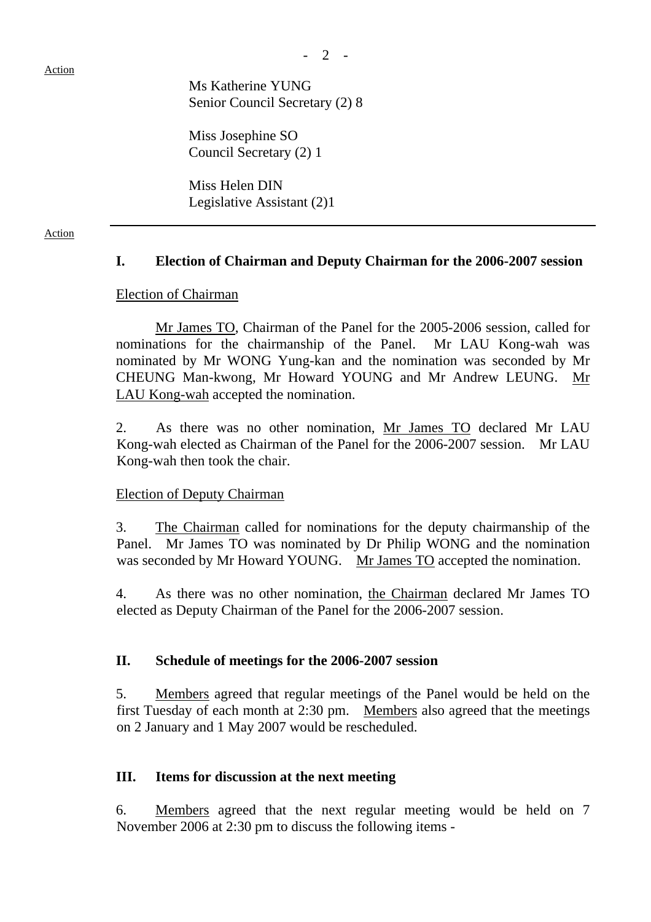Ms Katherine YUNG
Senior Council Secretary (2) 8

Miss Josephine SO
Council Secretary (2) 1

Miss Helen DIN
Legislative Assistant (2)1

---

Action

## I. Election of Chairman and Deputy Chairman for the 2006-2007 session

Election of Chairman

Mr James TO, Chairman of the Panel for the 2005-2006 session, called for nominations for the chairmanship of the Panel. Mr LAU Kong-wah was nominated by Mr WONG Yung-kan and the nomination was seconded by Mr CHEUNG Man-kwong, Mr Howard YOUNG and Mr Andrew LEUNG. Mr LAU Kong-wah accepted the nomination.

2. As there was no other nomination, Mr James TO declared Mr LAU Kong-wah elected as Chairman of the Panel for the 2006-2007 session. Mr LAU Kong-wah then took the chair.

Election of Deputy Chairman

3. The Chairman called for nominations for the deputy chairmanship of the Panel. Mr James TO was nominated by Dr Philip WONG and the nomination was seconded by Mr Howard YOUNG. Mr James TO accepted the nomination.

4. As there was no other nomination, the Chairman declared Mr James TO elected as Deputy Chairman of the Panel for the 2006-2007 session.

## II. Schedule of meetings for the 2006-2007 session

5. Members agreed that regular meetings of the Panel would be held on the first Tuesday of each month at 2:30 pm. Members also agreed that the meetings on 2 January and 1 May 2007 would be rescheduled.

## III. Items for discussion at the next meeting

6. Members agreed that the next regular meeting would be held on 7 November 2006 at 2:30 pm to discuss the following items -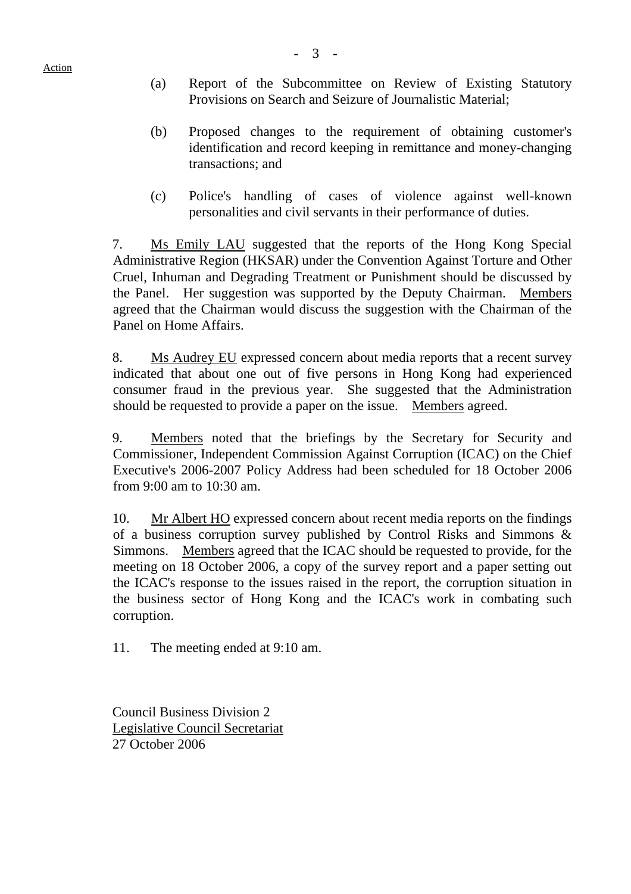Action

(a) Report of the Subcommittee on Review of Existing Statutory Provisions on Search and Seizure of Journalistic Material;

(b) Proposed changes to the requirement of obtaining customer's identification and record keeping in remittance and money-changing transactions; and

(c) Police's handling of cases of violence against well-known personalities and civil servants in their performance of duties.

7. Ms Emily LAU suggested that the reports of the Hong Kong Special Administrative Region (HKSAR) under the Convention Against Torture and Other Cruel, Inhuman and Degrading Treatment or Punishment should be discussed by the Panel. Her suggestion was supported by the Deputy Chairman. Members agreed that the Chairman would discuss the suggestion with the Chairman of the Panel on Home Affairs.

8. Ms Audrey EU expressed concern about media reports that a recent survey indicated that about one out of five persons in Hong Kong had experienced consumer fraud in the previous year. She suggested that the Administration should be requested to provide a paper on the issue. Members agreed.

9. Members noted that the briefings by the Secretary for Security and Commissioner, Independent Commission Against Corruption (ICAC) on the Chief Executive's 2006-2007 Policy Address had been scheduled for 18 October 2006 from 9:00 am to 10:30 am.

10. Mr Albert HO expressed concern about recent media reports on the findings of a business corruption survey published by Control Risks and Simmons & Simmons. Members agreed that the ICAC should be requested to provide, for the meeting on 18 October 2006, a copy of the survey report and a paper setting out the ICAC's response to the issues raised in the report, the corruption situation in the business sector of Hong Kong and the ICAC's work in combating such corruption.

11. The meeting ended at 9:10 am.

Council Business Division 2
Legislative Council Secretariat
27 October 2006